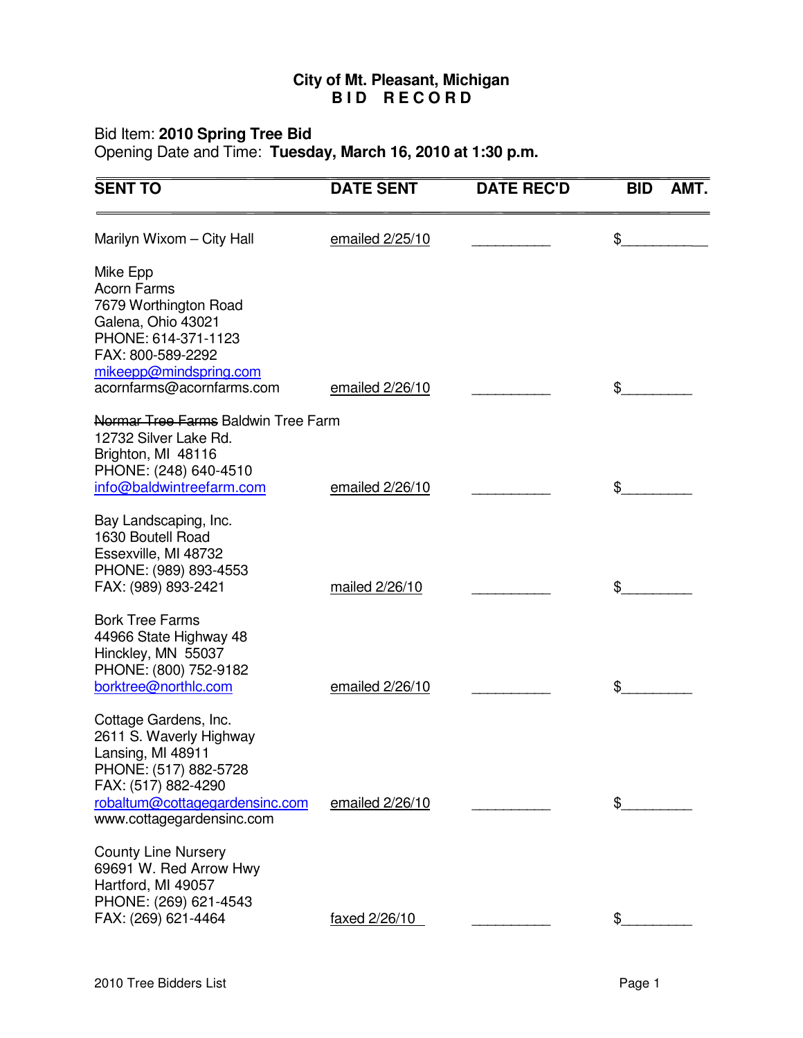**City of Mt. Pleasant, Michigan**
**B I D R E C O R D**

Bid Item: **2010 Spring Tree Bid**
Opening Date and Time: **Tuesday, March 16, 2010 at 1:30 p.m.**

| SENT TO | DATE SENT | DATE REC'D | BID AMT. |
|---|---|---|---|
| Marilyn Wixom – City Hall | emailed 2/25/10 | __________ | $__________ |
| Mike Epp<br>Acorn Farms<br>7679 Worthington Road<br>Galena, Ohio 43021<br>PHONE: 614-371-1123<br>FAX: 800-589-2292<br>mikeepp@mindspring.com<br>acornfarms@acornfarms.com | emailed 2/26/10 | __________ | $_________ |
| ~~Normar Tree Farms~~ Baldwin Tree Farm<br>12732 Silver Lake Rd.<br>Brighton, MI 48116<br>PHONE: (248) 640-4510<br>info@baldwintreefarm.com | emailed 2/26/10 | __________ | $_________ |
| Bay Landscaping, Inc.<br>1630 Boutell Road<br>Essexville, MI 48732<br>PHONE: (989) 893-4553<br>FAX: (989) 893-2421 | mailed 2/26/10 | __________ | $_________ |
| Bork Tree Farms<br>44966 State Highway 48<br>Hinckley, MN 55037<br>PHONE: (800) 752-9182<br>borktree@northlc.com | emailed 2/26/10 | __________ | $_________ |
| Cottage Gardens, Inc.<br>2611 S. Waverly Highway<br>Lansing, MI 48911<br>PHONE: (517) 882-5728<br>FAX: (517) 882-4290<br>robaltum@cottagegardensinc.com<br>www.cottagegardensinc.com | emailed 2/26/10 | __________ | $_________ |
| County Line Nursery<br>69691 W. Red Arrow Hwy<br>Hartford, MI 49057<br>PHONE: (269) 621-4543<br>FAX: (269) 621-4464 | faxed 2/26/10 | __________ | $_________ |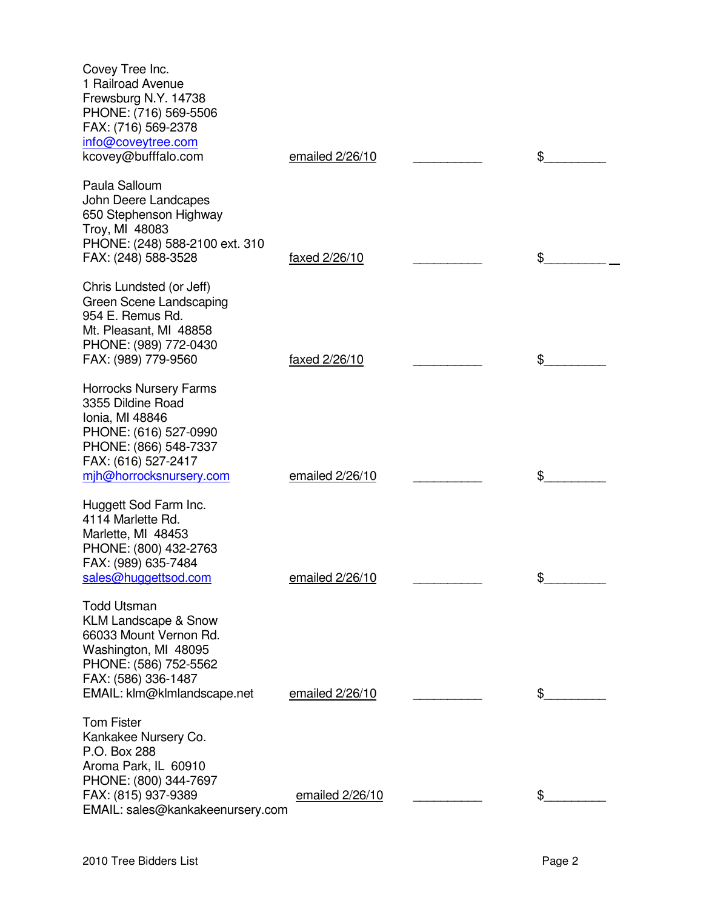| Bidder | Sent | | |
|---|---|---|---|
| Covey Tree Inc.<br>1 Railroad Avenue<br>Frewsburg N.Y. 14738<br>PHONE: (716) 569-5506<br>FAX: (716) 569-2378<br>info@coveytree.com<br>kcovey@bufffalo.com | emailed 2/26/10 | __________ | $_________ |
| Paula Salloum<br>John Deere Landcapes<br>650 Stephenson Highway<br>Troy, MI 48083<br>PHONE: (248) 588-2100 ext. 310<br>FAX: (248) 588-3528 | faxed 2/26/10 | __________ | $_________ _ |
| Chris Lundsted (or Jeff)<br>Green Scene Landscaping<br>954 E. Remus Rd.<br>Mt. Pleasant, MI 48858<br>PHONE: (989) 772-0430<br>FAX: (989) 779-9560 | faxed 2/26/10 | __________ | $_________ |
| Horrocks Nursery Farms<br>3355 Dildine Road<br>Ionia, MI 48846<br>PHONE: (616) 527-0990<br>PHONE: (866) 548-7337<br>FAX: (616) 527-2417<br>mjh@horrocksnursery.com | emailed 2/26/10 | __________ | $_________ |
| Huggett Sod Farm Inc.<br>4114 Marlette Rd.<br>Marlette, MI 48453<br>PHONE: (800) 432-2763<br>FAX: (989) 635-7484<br>sales@huggettsod.com | emailed 2/26/10 | __________ | $_________ |
| Todd Utsman<br>KLM Landscape & Snow<br>66033 Mount Vernon Rd.<br>Washington, MI 48095<br>PHONE: (586) 752-5562<br>FAX: (586) 336-1487<br>EMAIL: klm@klmlandscape.net | emailed 2/26/10 | __________ | $_________ |
| Tom Fister<br>Kankakee Nursery Co.<br>P.O. Box 288<br>Aroma Park, IL 60910<br>PHONE: (800) 344-7697<br>FAX: (815) 937-9389<br>EMAIL: sales@kankakeenursery.com | emailed 2/26/10 | __________ | $_________ |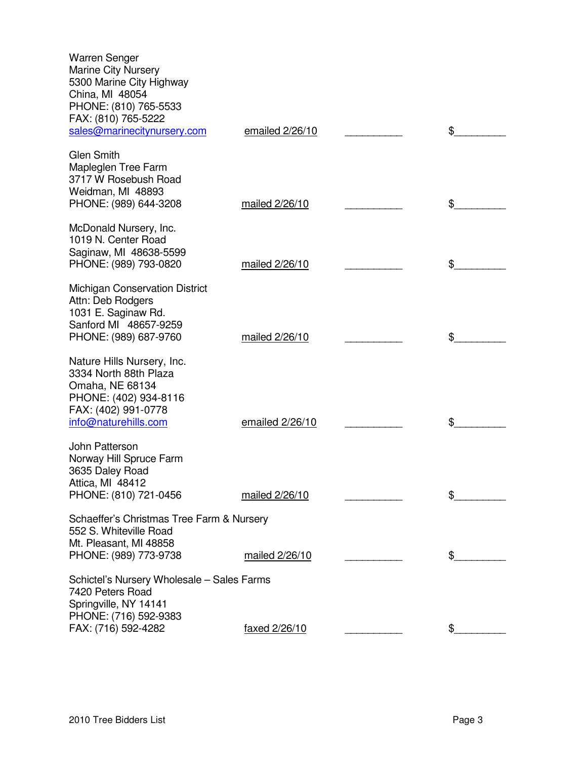| | | | |
|---|---|---|---|
| Warren Senger<br>Marine City Nursery<br>5300 Marine City Highway<br>China, MI 48054<br>PHONE: (810) 765-5533<br>FAX: (810) 765-5222<br>sales@marinecitynursery.com | emailed 2/26/10 | __________ | $_________ |
| Glen Smith<br>Mapleglen Tree Farm<br>3717 W Rosebush Road<br>Weidman, MI 48893<br>PHONE: (989) 644-3208 | mailed 2/26/10 | __________ | $_________ |
| McDonald Nursery, Inc.<br>1019 N. Center Road<br>Saginaw, MI 48638-5599<br>PHONE: (989) 793-0820 | mailed 2/26/10 | __________ | $_________ |
| Michigan Conservation District<br>Attn: Deb Rodgers<br>1031 E. Saginaw Rd.<br>Sanford MI 48657-9259<br>PHONE: (989) 687-9760 | mailed 2/26/10 | __________ | $_________ |
| Nature Hills Nursery, Inc.<br>3334 North 88th Plaza<br>Omaha, NE 68134<br>PHONE: (402) 934-8116<br>FAX: (402) 991-0778<br>info@naturehills.com | emailed 2/26/10 | __________ | $_________ |
| John Patterson<br>Norway Hill Spruce Farm<br>3635 Daley Road<br>Attica, MI 48412<br>PHONE: (810) 721-0456 | mailed 2/26/10 | __________ | $_________ |
| Schaeffer's Christmas Tree Farm & Nursery<br>552 S. Whiteville Road<br>Mt. Pleasant, MI 48858<br>PHONE: (989) 773-9738 | mailed 2/26/10 | __________ | $_________ |
| Schictel's Nursery Wholesale – Sales Farms<br>7420 Peters Road<br>Springville, NY 14141<br>PHONE: (716) 592-9383<br>FAX: (716) 592-4282 | faxed 2/26/10 | __________ | $_________ |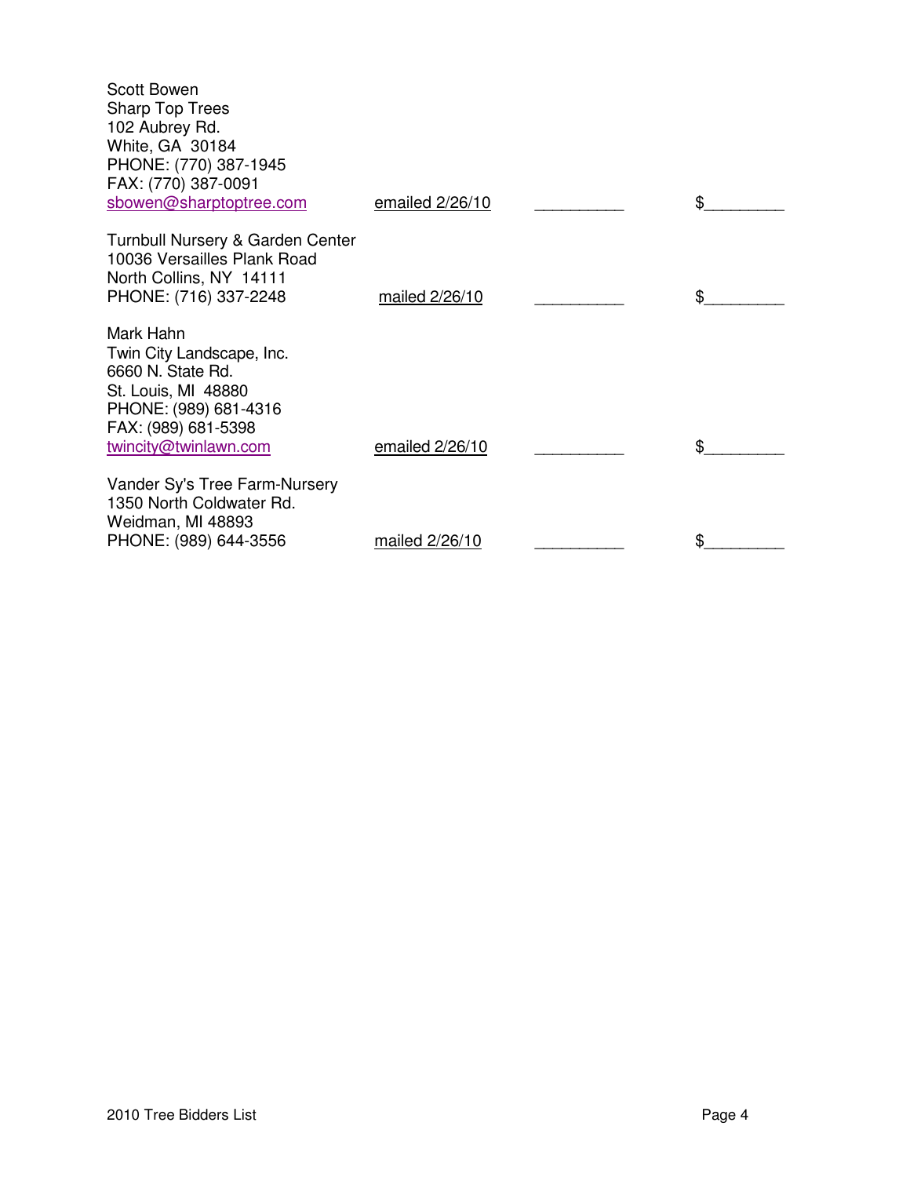Scott Bowen
Sharp Top Trees
102 Aubrey Rd.
White, GA 30184
PHONE: (770) 387-1945
FAX: (770) 387-0091
sbowen@sharptoptree.com — emailed 2/26/10 — __________ — $________

Turnbull Nursery & Garden Center
10036 Versailles Plank Road
North Collins, NY 14111
PHONE: (716) 337-2248 — mailed 2/26/10 — __________ — $________

Mark Hahn
Twin City Landscape, Inc.
6660 N. State Rd.
St. Louis, MI 48880
PHONE: (989) 681-4316
FAX: (989) 681-5398
twincity@twinlawn.com — emailed 2/26/10 — __________ — $________

Vander Sy's Tree Farm-Nursery
1350 North Coldwater Rd.
Weidman, MI 48893
PHONE: (989) 644-3556 — mailed 2/26/10 — __________ — $________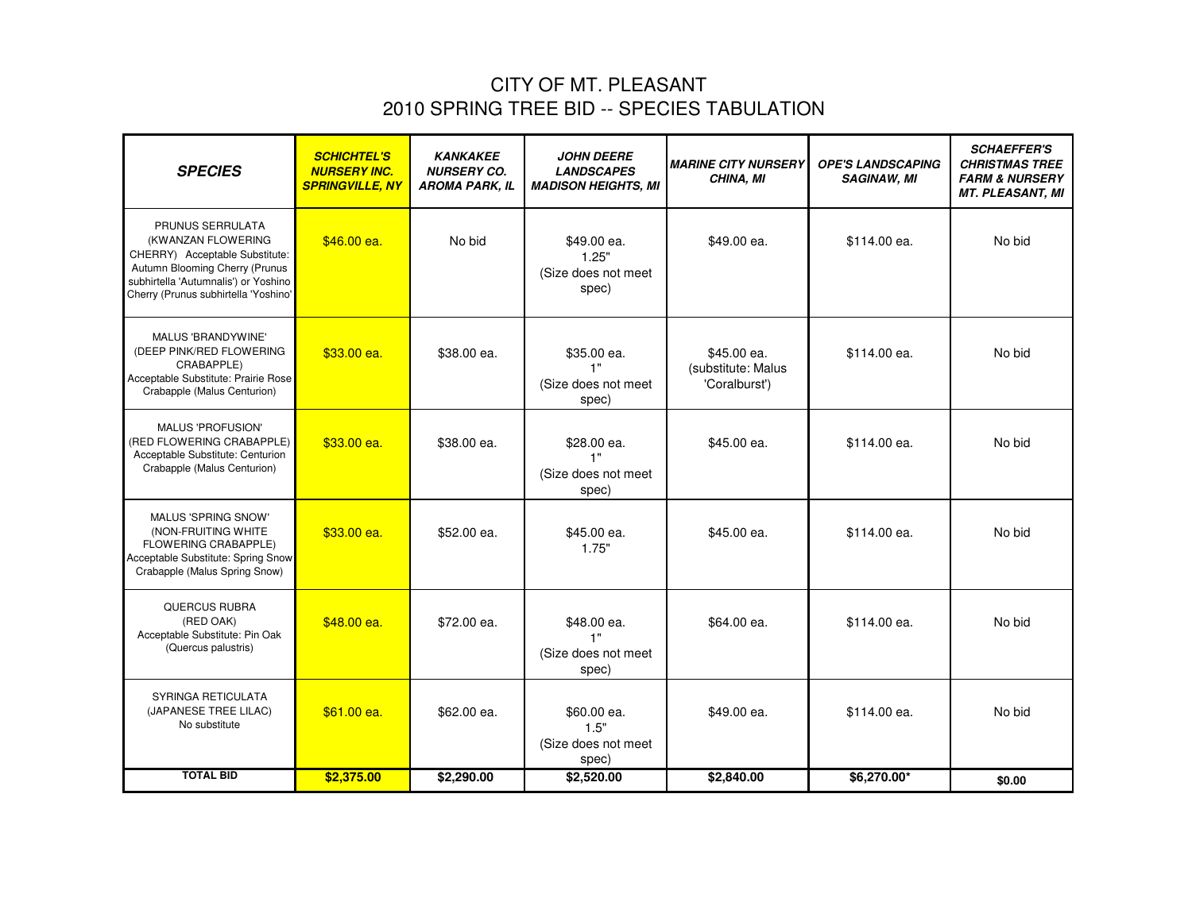# CITY OF MT. PLEASANT
## 2010 SPRING TREE BID -- SPECIES TABULATION

| SPECIES | SCHICHTEL'S NURSERY INC. SPRINGVILLE, NY | KANKAKEE NURSERY CO. AROMA PARK, IL | JOHN DEERE LANDSCAPES MADISON HEIGHTS, MI | MARINE CITY NURSERY CHINA, MI | OPE'S LANDSCAPING SAGINAW, MI | SCHAEFFER'S CHRISTMAS TREE FARM & NURSERY MT. PLEASANT, MI |
|---|---|---|---|---|---|---|
| PRUNUS SERRULATA (KWANZAN FLOWERING CHERRY) Acceptable Substitute: Autumn Blooming Cherry (Prunus subhirtella 'Autumnalis') or Yoshino Cherry (Prunus subhirtella 'Yoshino' | $46.00 ea. | No bid | $49.00 ea. 1.25" (Size does not meet spec) | $49.00 ea. | $114.00 ea. | No bid |
| MALUS 'BRANDYWINE' (DEEP PINK/RED FLOWERING CRABAPPLE) Acceptable Substitute: Prairie Rose Crabapple (Malus Centurion) | $33.00 ea. | $38.00 ea. | $35.00 ea. 1" (Size does not meet spec) | $45.00 ea. (substitute: Malus 'Coralburst') | $114.00 ea. | No bid |
| MALUS 'PROFUSION' (RED FLOWERING CRABAPPLE) Acceptable Substitute: Centurion Crabapple (Malus Centurion) | $33.00 ea. | $38.00 ea. | $28.00 ea. 1" (Size does not meet spec) | $45.00 ea. | $114.00 ea. | No bid |
| MALUS 'SPRING SNOW' (NON-FRUITING WHITE FLOWERING CRABAPPLE) Acceptable Substitute: Spring Snow Crabapple (Malus Spring Snow) | $33.00 ea. | $52.00 ea. | $45.00 ea. 1.75" | $45.00 ea. | $114.00 ea. | No bid |
| QUERCUS RUBRA (RED OAK) Acceptable Substitute: Pin Oak (Quercus palustris) | $48.00 ea. | $72.00 ea. | $48.00 ea. 1" (Size does not meet spec) | $64.00 ea. | $114.00 ea. | No bid |
| SYRINGA RETICULATA (JAPANESE TREE LILAC) No substitute | $61.00 ea. | $62.00 ea. | $60.00 ea. 1.5" (Size does not meet spec) | $49.00 ea. | $114.00 ea. | No bid |
| **TOTAL BID** | **$2,375.00** | **$2,290.00** | **$2,520.00** | **$2,840.00** | **$6,270.00*** | **$0.00** |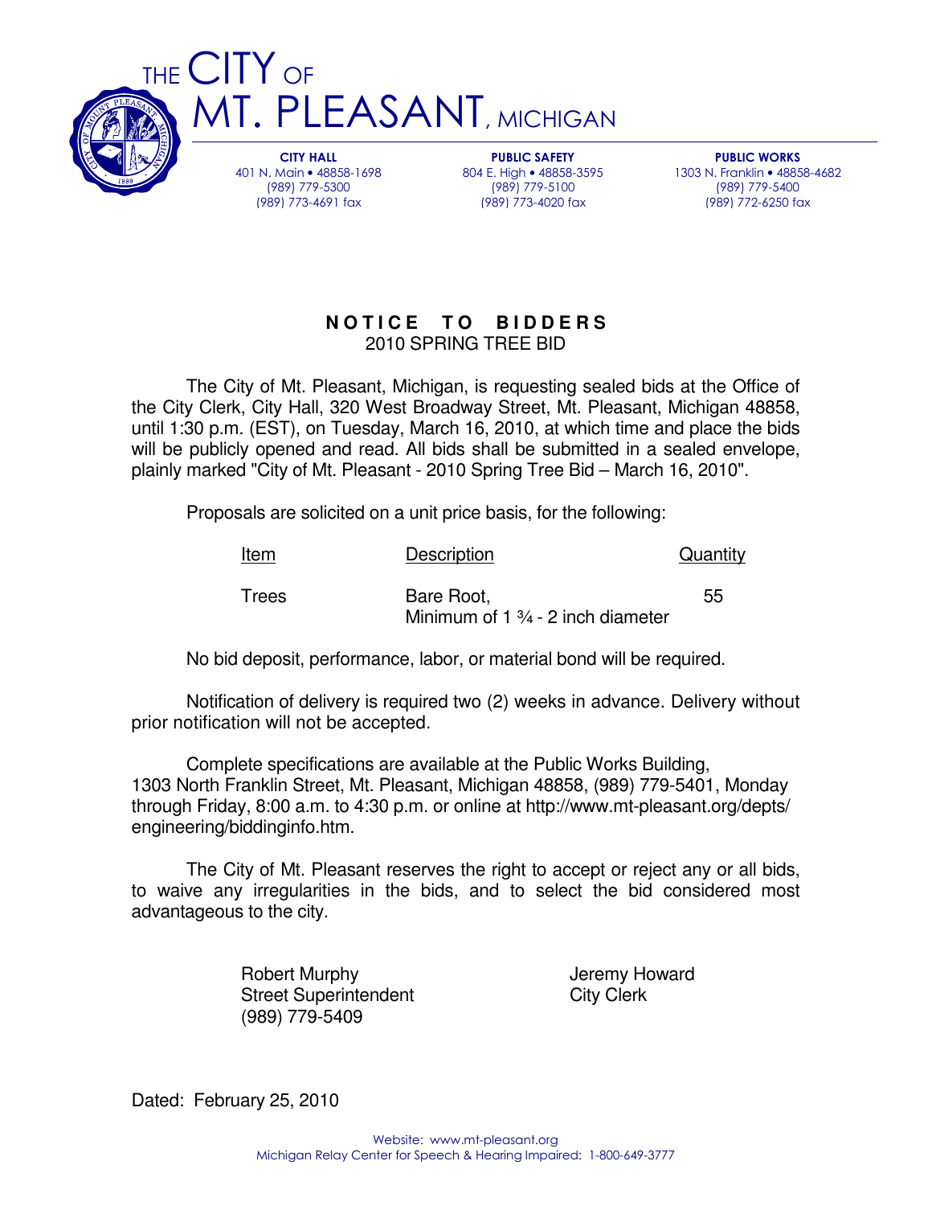THE CITY OF
MT. PLEASANT, MICHIGAN

**CITY HALL**
401 N. Main • 48858-1698
(989) 779-5300
(989) 773-4691 fax

**PUBLIC SAFETY**
804 E. High • 48858-3595
(989) 779-5100
(989) 773-4020 fax

**PUBLIC WORKS**
1303 N. Franklin • 48858-4682
(989) 779-5400
(989) 772-6250 fax

# NOTICE TO BIDDERS

2010 SPRING TREE BID

The City of Mt. Pleasant, Michigan, is requesting sealed bids at the Office of the City Clerk, City Hall, 320 West Broadway Street, Mt. Pleasant, Michigan 48858, until 1:30 p.m. (EST), on Tuesday, March 16, 2010, at which time and place the bids will be publicly opened and read. All bids shall be submitted in a sealed envelope, plainly marked "City of Mt. Pleasant - 2010 Spring Tree Bid – March 16, 2010".

Proposals are solicited on a unit price basis, for the following:

| Item | Description | Quantity |
|---|---|---|
| Trees | Bare Root, Minimum of 1 ¾ - 2 inch diameter | 55 |

No bid deposit, performance, labor, or material bond will be required.

Notification of delivery is required two (2) weeks in advance. Delivery without prior notification will not be accepted.

Complete specifications are available at the Public Works Building, 1303 North Franklin Street, Mt. Pleasant, Michigan 48858, (989) 779-5401, Monday through Friday, 8:00 a.m. to 4:30 p.m. or online at http://www.mt-pleasant.org/depts/engineering/biddinginfo.htm.

The City of Mt. Pleasant reserves the right to accept or reject any or all bids, to waive any irregularities in the bids, and to select the bid considered most advantageous to the city.

Robert Murphy
Street Superintendent
(989) 779-5409

Jeremy Howard
City Clerk

Dated: February 25, 2010

Website: www.mt-pleasant.org
Michigan Relay Center for Speech & Hearing Impaired: 1-800-649-3777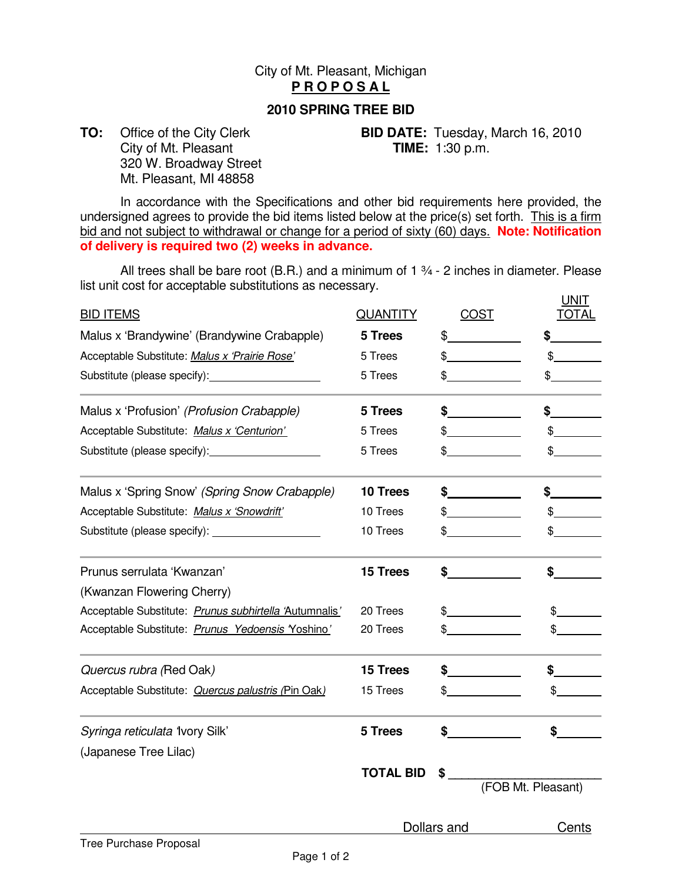City of Mt. Pleasant, Michigan

# **P R O P O S A L**

## **2010 SPRING TREE BID**

**TO:** Office of the City Clerk
City of Mt. Pleasant
320 W. Broadway Street
Mt. Pleasant, MI 48858

**BID DATE:** Tuesday, March 16, 2010
**TIME:** 1:30 p.m.

In accordance with the Specifications and other bid requirements here provided, the undersigned agrees to provide the bid items listed below at the price(s) set forth. This is a firm bid and not subject to withdrawal or change for a period of sixty (60) days. **Note: Notification of delivery is required two (2) weeks in advance.**

All trees shall be bare root (B.R.) and a minimum of 1 ¾ - 2 inches in diameter. Please list unit cost for acceptable substitutions as necessary.

| BID ITEMS | QUANTITY | COST | UNIT TOTAL |
|---|---|---|---|
| Malus x 'Brandywine' (Brandywine Crabapple) | **5 Trees** | $\_\_\_\_\_\_\_\_ | **$\_\_\_\_\_\_\_\_** |
| Acceptable Substitute: *Malus x 'Prairie Rose'* | 5 Trees | $\_\_\_\_\_\_\_\_ | $\_\_\_\_\_\_\_\_ |
| Substitute (please specify):\_\_\_\_\_\_\_\_\_\_\_\_ | 5 Trees | $\_\_\_\_\_\_\_\_ | $\_\_\_\_\_\_\_\_ |
| Malus x 'Profusion' *(Profusion Crabapple)* | **5 Trees** | **$\_\_\_\_\_\_\_\_** | **$\_\_\_\_\_\_\_\_** |
| Acceptable Substitute: *Malus x 'Centurion'* | 5 Trees | $\_\_\_\_\_\_\_\_ | $\_\_\_\_\_\_\_\_ |
| Substitute (please specify):\_\_\_\_\_\_\_\_\_\_\_\_ | 5 Trees | $\_\_\_\_\_\_\_\_ | $\_\_\_\_\_\_\_\_ |
| Malus x 'Spring Snow' *(Spring Snow Crabapple)* | **10 Trees** | **$\_\_\_\_\_\_\_\_** | **$\_\_\_\_\_\_\_\_** |
| Acceptable Substitute: *Malus x 'Snowdrift'* | 10 Trees | $\_\_\_\_\_\_\_\_ | $\_\_\_\_\_\_\_\_ |
| Substitute (please specify): \_\_\_\_\_\_\_\_\_\_\_\_ | 10 Trees | $\_\_\_\_\_\_\_\_ | $\_\_\_\_\_\_\_\_ |
| Prunus serrulata 'Kwanzan' (Kwanzan Flowering Cherry) | **15 Trees** | **$\_\_\_\_\_\_\_\_** | **$\_\_\_\_\_\_\_\_** |
| Acceptable Substitute: *Prunus subhirtella 'Autumnalis'* | 20 Trees | $\_\_\_\_\_\_\_\_ | $\_\_\_\_\_\_\_\_ |
| Acceptable Substitute: *Prunus Yedoensis 'Yoshino'* | 20 Trees | $\_\_\_\_\_\_\_\_ | $\_\_\_\_\_\_\_\_ |
| *Quercus rubra* (Red Oak) | **15 Trees** | **$\_\_\_\_\_\_\_\_** | **$\_\_\_\_\_\_\_\_** |
| Acceptable Substitute: *Quercus palustris (Pin Oak)* | 15 Trees | $\_\_\_\_\_\_\_\_ | $\_\_\_\_\_\_\_\_ |
| *Syringa reticulata* 'Ivory Silk' (Japanese Tree Lilac) | **5 Trees** | **$\_\_\_\_\_\_\_\_** | **$\_\_\_\_\_\_\_\_** |

**TOTAL BID** $ \_\_\_\_\_\_\_\_\_\_\_\_\_\_\_\_\_\_\_\_
(FOB Mt. Pleasant)

\_\_\_\_\_\_\_\_\_\_\_\_\_\_\_\_\_\_\_\_\_\_\_\_\_\_\_\_\_\_ Dollars and \_\_\_\_\_\_\_\_\_\_ Cents

Tree Purchase Proposal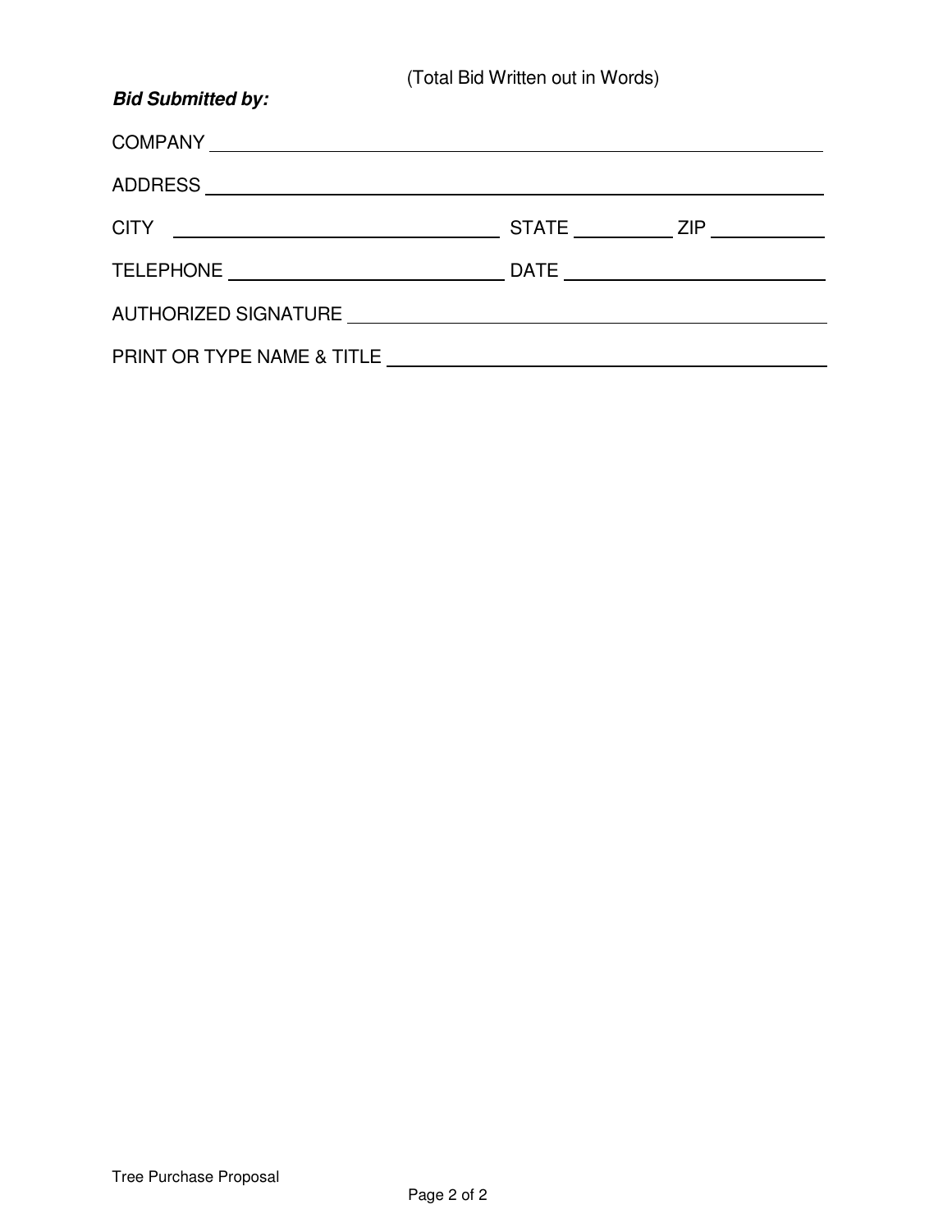(Total Bid Written out in Words)

***Bid Submitted by:***

COMPANY ____________________________________________

ADDRESS ____________________________________________

CITY ______________________ STATE __________ ZIP __________

TELEPHONE ______________________ DATE ______________________

AUTHORIZED SIGNATURE ______________________________________

PRINT OR TYPE NAME & TITLE __________________________________

Tree Purchase Proposal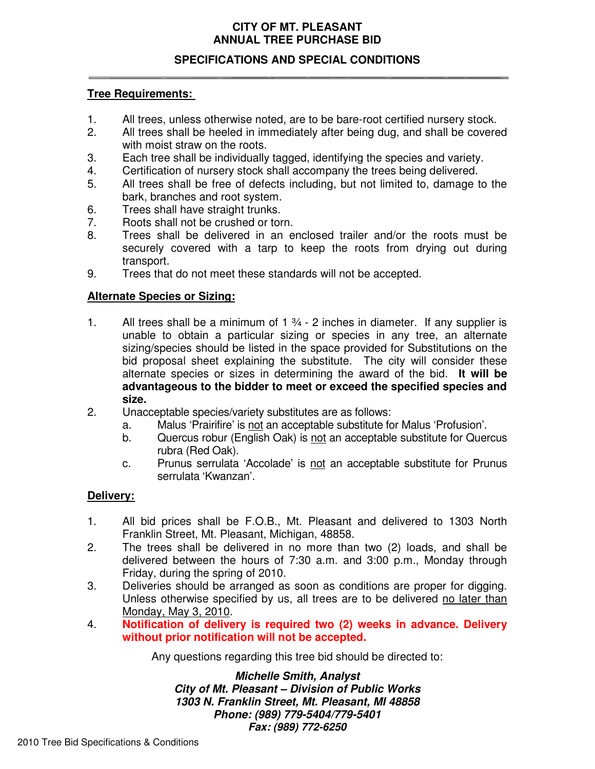**CITY OF MT. PLEASANT**
**ANNUAL TREE PURCHASE BID**

**SPECIFICATIONS AND SPECIAL CONDITIONS**

---

**Tree Requirements:**

1. All trees, unless otherwise noted, are to be bare-root certified nursery stock.
2. All trees shall be heeled in immediately after being dug, and shall be covered with moist straw on the roots.
3. Each tree shall be individually tagged, identifying the species and variety.
4. Certification of nursery stock shall accompany the trees being delivered.
5. All trees shall be free of defects including, but not limited to, damage to the bark, branches and root system.
6. Trees shall have straight trunks.
7. Roots shall not be crushed or torn.
8. Trees shall be delivered in an enclosed trailer and/or the roots must be securely covered with a tarp to keep the roots from drying out during transport.
9. Trees that do not meet these standards will not be accepted.

**Alternate Species or Sizing:**

1. All trees shall be a minimum of 1 ¾ - 2 inches in diameter. If any supplier is unable to obtain a particular sizing or species in any tree, an alternate sizing/species should be listed in the space provided for Substitutions on the bid proposal sheet explaining the substitute. The city will consider these alternate species or sizes in determining the award of the bid. **It will be advantageous to the bidder to meet or exceed the specified species and size.**
2. Unacceptable species/variety substitutes are as follows:
   a. Malus 'Prairifire' is not an acceptable substitute for Malus 'Profusion'.
   b. Quercus robur (English Oak) is not an acceptable substitute for Quercus rubra (Red Oak).
   c. Prunus serrulata 'Accolade' is not an acceptable substitute for Prunus serrulata 'Kwanzan'.

**Delivery:**

1. All bid prices shall be F.O.B., Mt. Pleasant and delivered to 1303 North Franklin Street, Mt. Pleasant, Michigan, 48858.
2. The trees shall be delivered in no more than two (2) loads, and shall be delivered between the hours of 7:30 a.m. and 3:00 p.m., Monday through Friday, during the spring of 2010.
3. Deliveries should be arranged as soon as conditions are proper for digging. Unless otherwise specified by us, all trees are to be delivered no later than Monday, May 3, 2010.
4. **Notification of delivery is required two (2) weeks in advance. Delivery without prior notification will not be accepted.**

Any questions regarding this tree bid should be directed to:

***Michelle Smith, Analyst***
***City of Mt. Pleasant – Division of Public Works***
***1303 N. Franklin Street, Mt. Pleasant, MI 48858***
***Phone: (989) 779-5404/779-5401***
***Fax: (989) 772-6250***